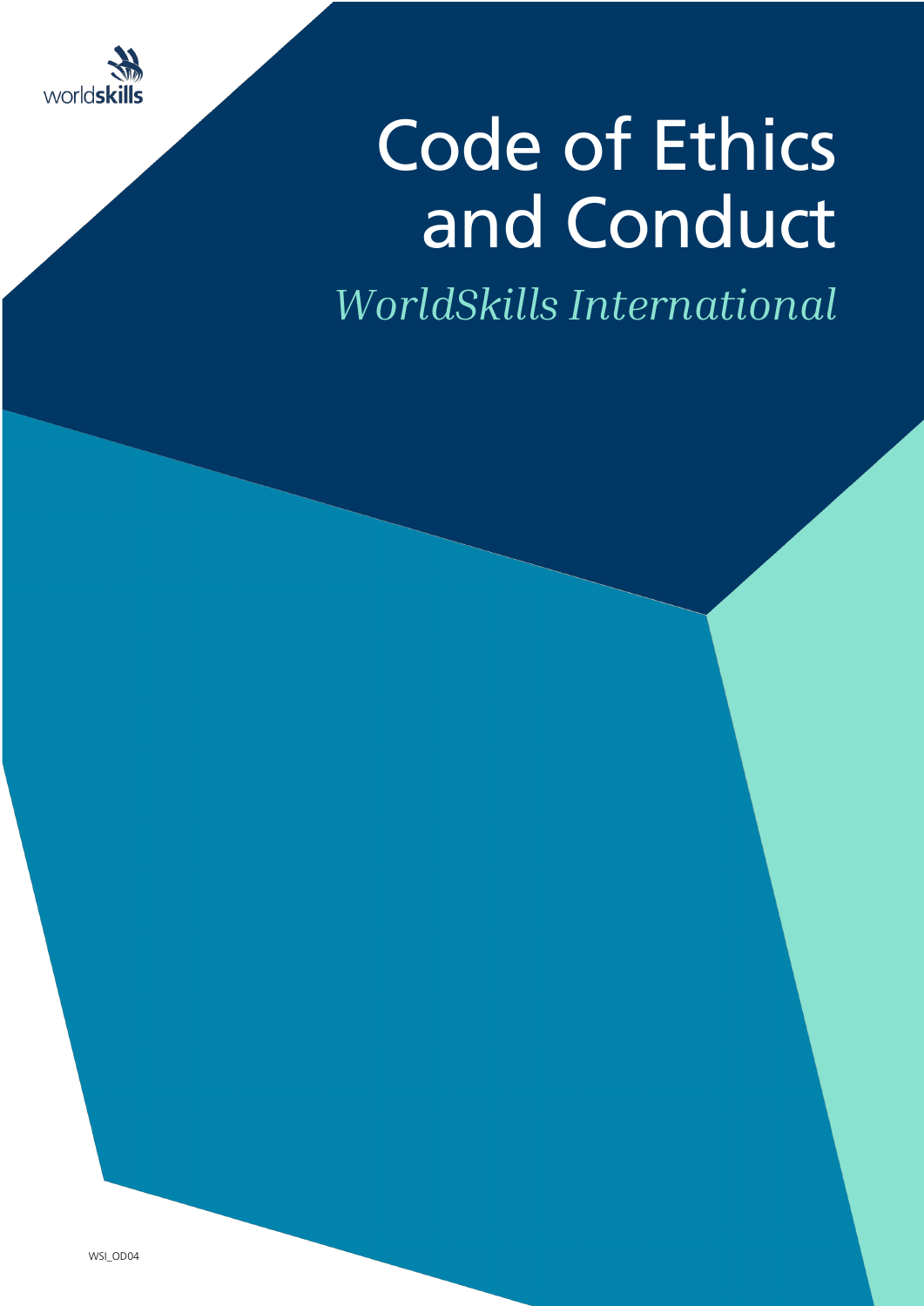worldskills

# Code of Ethics and Conduct

*WorldSkills International*

WSI_OD04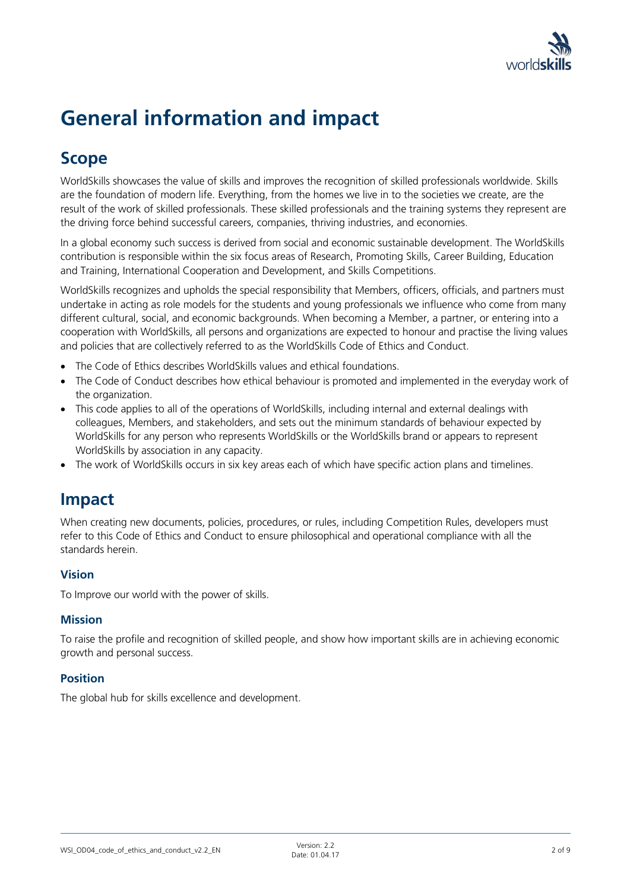# General information and impact

## Scope

WorldSkills showcases the value of skills and improves the recognition of skilled professionals worldwide. Skills are the foundation of modern life. Everything, from the homes we live in to the societies we create, are the result of the work of skilled professionals. These skilled professionals and the training systems they represent are the driving force behind successful careers, companies, thriving industries, and economies.

In a global economy such success is derived from social and economic sustainable development. The WorldSkills contribution is responsible within the six focus areas of Research, Promoting Skills, Career Building, Education and Training, International Cooperation and Development, and Skills Competitions.

WorldSkills recognizes and upholds the special responsibility that Members, officers, officials, and partners must undertake in acting as role models for the students and young professionals we influence who come from many different cultural, social, and economic backgrounds. When becoming a Member, a partner, or entering into a cooperation with WorldSkills, all persons and organizations are expected to honour and practise the living values and policies that are collectively referred to as the WorldSkills Code of Ethics and Conduct.

- The Code of Ethics describes WorldSkills values and ethical foundations.
- The Code of Conduct describes how ethical behaviour is promoted and implemented in the everyday work of the organization.
- This code applies to all of the operations of WorldSkills, including internal and external dealings with colleagues, Members, and stakeholders, and sets out the minimum standards of behaviour expected by WorldSkills for any person who represents WorldSkills or the WorldSkills brand or appears to represent WorldSkills by association in any capacity.
- The work of WorldSkills occurs in six key areas each of which have specific action plans and timelines.

## Impact

When creating new documents, policies, procedures, or rules, including Competition Rules, developers must refer to this Code of Ethics and Conduct to ensure philosophical and operational compliance with all the standards herein.

### Vision

To Improve our world with the power of skills.

### Mission

To raise the profile and recognition of skilled people, and show how important skills are in achieving economic growth and personal success.

### Position

The global hub for skills excellence and development.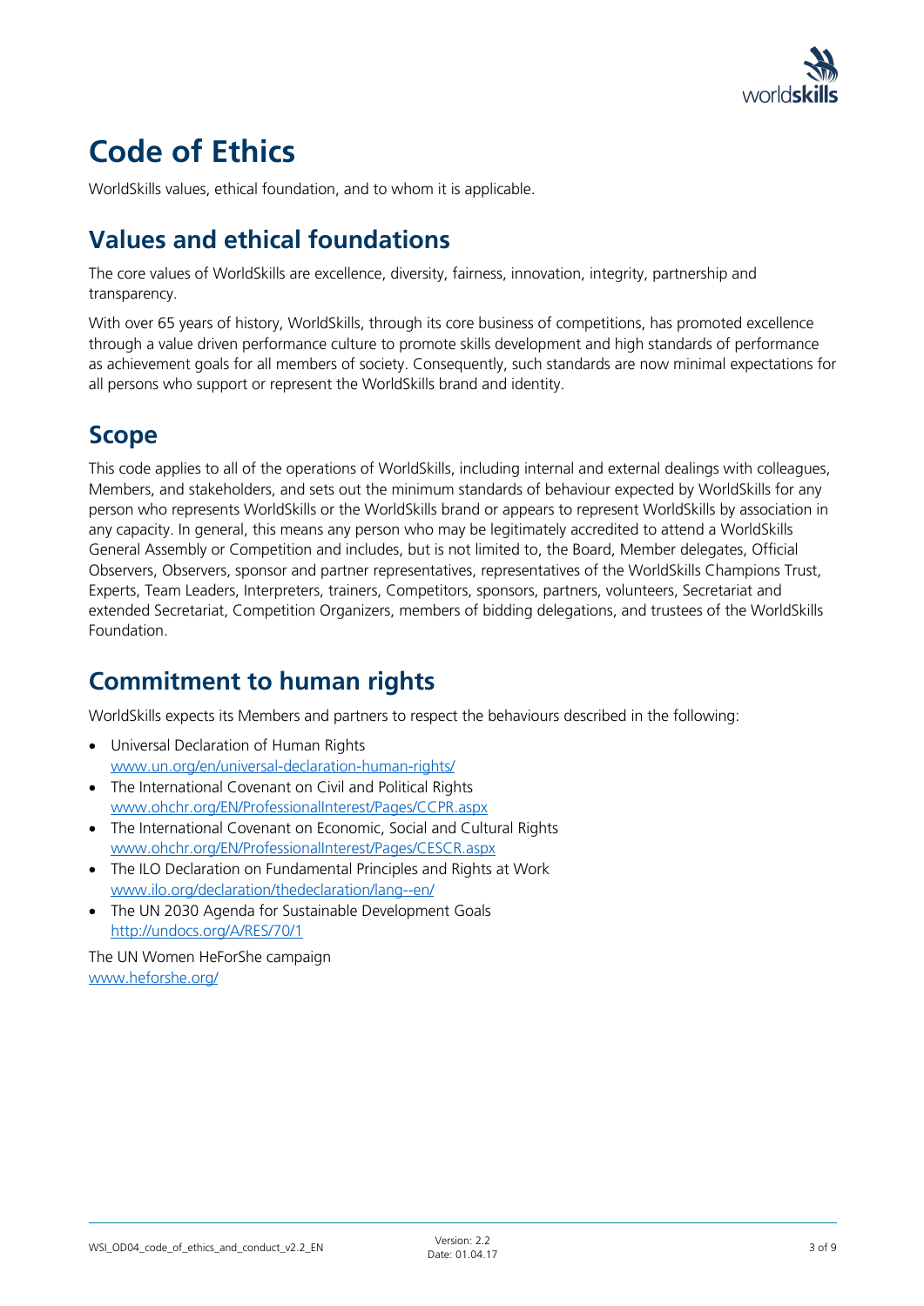# Code of Ethics

WorldSkills values, ethical foundation, and to whom it is applicable.

## Values and ethical foundations

The core values of WorldSkills are excellence, diversity, fairness, innovation, integrity, partnership and transparency.

With over 65 years of history, WorldSkills, through its core business of competitions, has promoted excellence through a value driven performance culture to promote skills development and high standards of performance as achievement goals for all members of society. Consequently, such standards are now minimal expectations for all persons who support or represent the WorldSkills brand and identity.

## Scope

This code applies to all of the operations of WorldSkills, including internal and external dealings with colleagues, Members, and stakeholders, and sets out the minimum standards of behaviour expected by WorldSkills for any person who represents WorldSkills or the WorldSkills brand or appears to represent WorldSkills by association in any capacity. In general, this means any person who may be legitimately accredited to attend a WorldSkills General Assembly or Competition and includes, but is not limited to, the Board, Member delegates, Official Observers, Observers, sponsor and partner representatives, representatives of the WorldSkills Champions Trust, Experts, Team Leaders, Interpreters, trainers, Competitors, sponsors, partners, volunteers, Secretariat and extended Secretariat, Competition Organizers, members of bidding delegations, and trustees of the WorldSkills Foundation.

## Commitment to human rights

WorldSkills expects its Members and partners to respect the behaviours described in the following:

- Universal Declaration of Human Rights
  www.un.org/en/universal-declaration-human-rights/
- The International Covenant on Civil and Political Rights
  www.ohchr.org/EN/ProfessionalInterest/Pages/CCPR.aspx
- The International Covenant on Economic, Social and Cultural Rights
  www.ohchr.org/EN/ProfessionalInterest/Pages/CESCR.aspx
- The ILO Declaration on Fundamental Principles and Rights at Work
  www.ilo.org/declaration/thedeclaration/lang--en/
- The UN 2030 Agenda for Sustainable Development Goals
  http://undocs.org/A/RES/70/1

The UN Women HeForShe campaign
www.heforshe.org/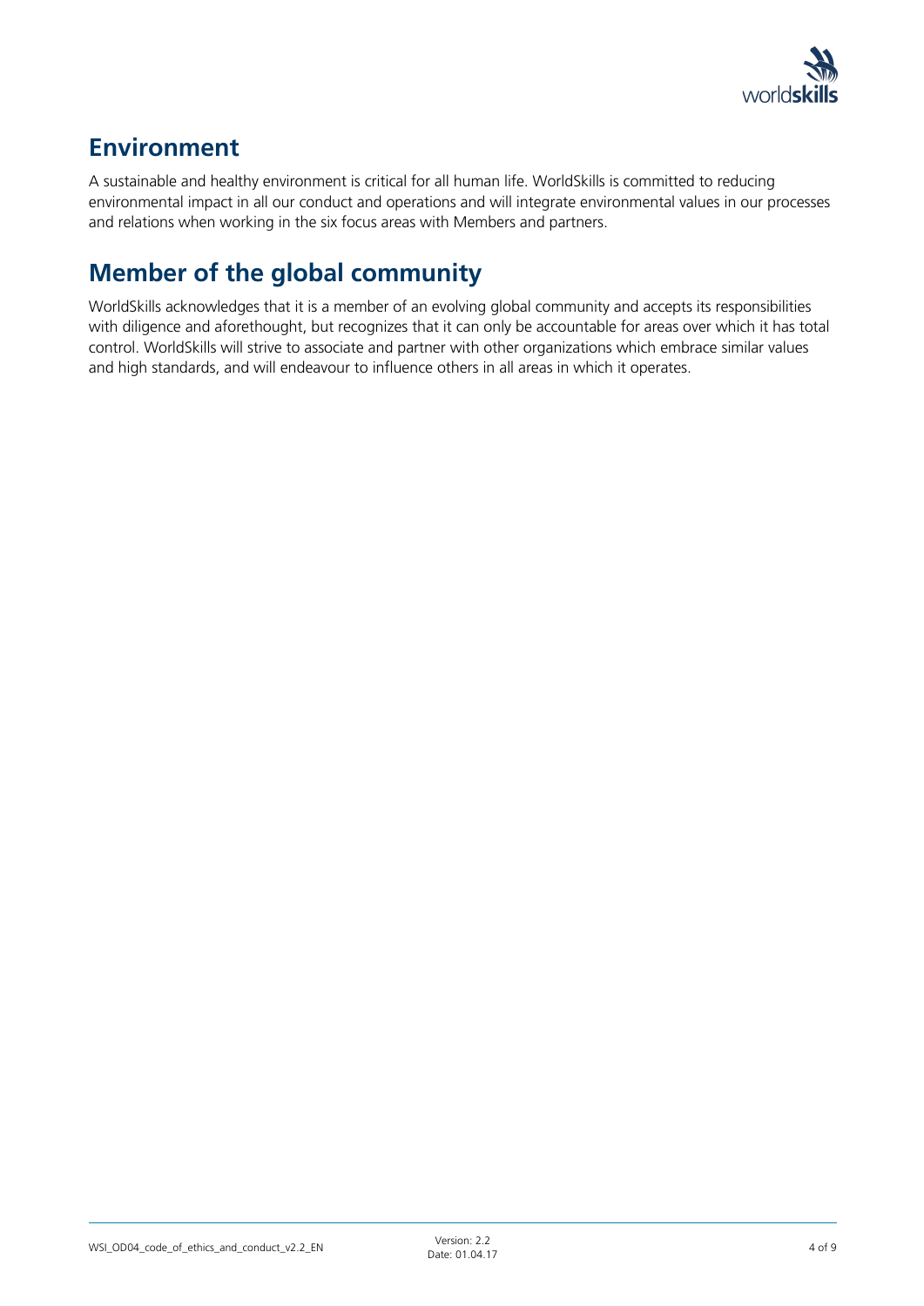## Environment

A sustainable and healthy environment is critical for all human life. WorldSkills is committed to reducing environmental impact in all our conduct and operations and will integrate environmental values in our processes and relations when working in the six focus areas with Members and partners.

## Member of the global community

WorldSkills acknowledges that it is a member of an evolving global community and accepts its responsibilities with diligence and aforethought, but recognizes that it can only be accountable for areas over which it has total control. WorldSkills will strive to associate and partner with other organizations which embrace similar values and high standards, and will endeavour to influence others in all areas in which it operates.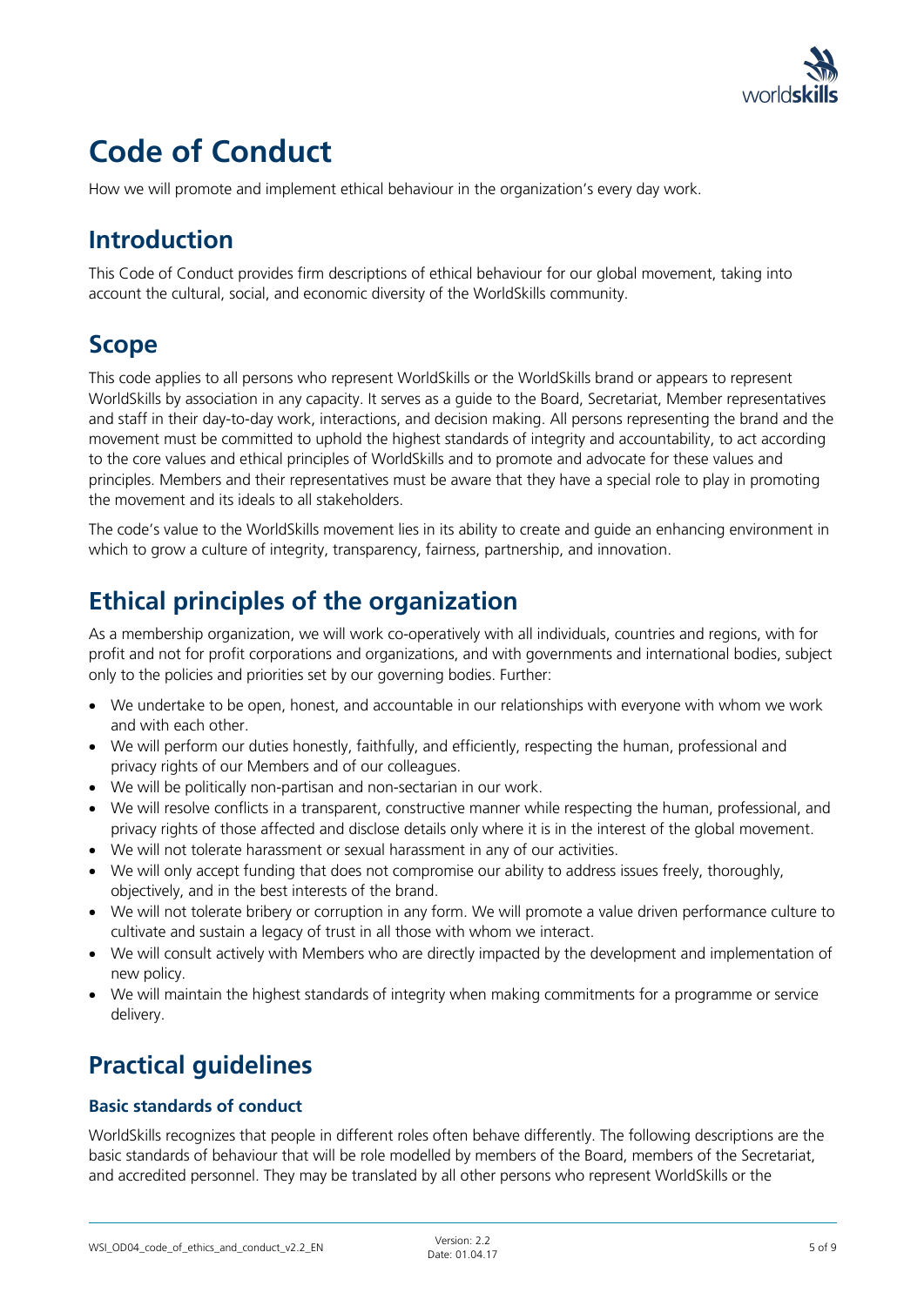# Code of Conduct

How we will promote and implement ethical behaviour in the organization's every day work.

## Introduction

This Code of Conduct provides firm descriptions of ethical behaviour for our global movement, taking into account the cultural, social, and economic diversity of the WorldSkills community.

## Scope

This code applies to all persons who represent WorldSkills or the WorldSkills brand or appears to represent WorldSkills by association in any capacity. It serves as a guide to the Board, Secretariat, Member representatives and staff in their day-to-day work, interactions, and decision making. All persons representing the brand and the movement must be committed to uphold the highest standards of integrity and accountability, to act according to the core values and ethical principles of WorldSkills and to promote and advocate for these values and principles. Members and their representatives must be aware that they have a special role to play in promoting the movement and its ideals to all stakeholders.

The code's value to the WorldSkills movement lies in its ability to create and guide an enhancing environment in which to grow a culture of integrity, transparency, fairness, partnership, and innovation.

## Ethical principles of the organization

As a membership organization, we will work co-operatively with all individuals, countries and regions, with for profit and not for profit corporations and organizations, and with governments and international bodies, subject only to the policies and priorities set by our governing bodies. Further:

- We undertake to be open, honest, and accountable in our relationships with everyone with whom we work and with each other.
- We will perform our duties honestly, faithfully, and efficiently, respecting the human, professional and privacy rights of our Members and of our colleagues.
- We will be politically non-partisan and non-sectarian in our work.
- We will resolve conflicts in a transparent, constructive manner while respecting the human, professional, and privacy rights of those affected and disclose details only where it is in the interest of the global movement.
- We will not tolerate harassment or sexual harassment in any of our activities.
- We will only accept funding that does not compromise our ability to address issues freely, thoroughly, objectively, and in the best interests of the brand.
- We will not tolerate bribery or corruption in any form. We will promote a value driven performance culture to cultivate and sustain a legacy of trust in all those with whom we interact.
- We will consult actively with Members who are directly impacted by the development and implementation of new policy.
- We will maintain the highest standards of integrity when making commitments for a programme or service delivery.

## Practical guidelines

### Basic standards of conduct

WorldSkills recognizes that people in different roles often behave differently. The following descriptions are the basic standards of behaviour that will be role modelled by members of the Board, members of the Secretariat, and accredited personnel. They may be translated by all other persons who represent WorldSkills or the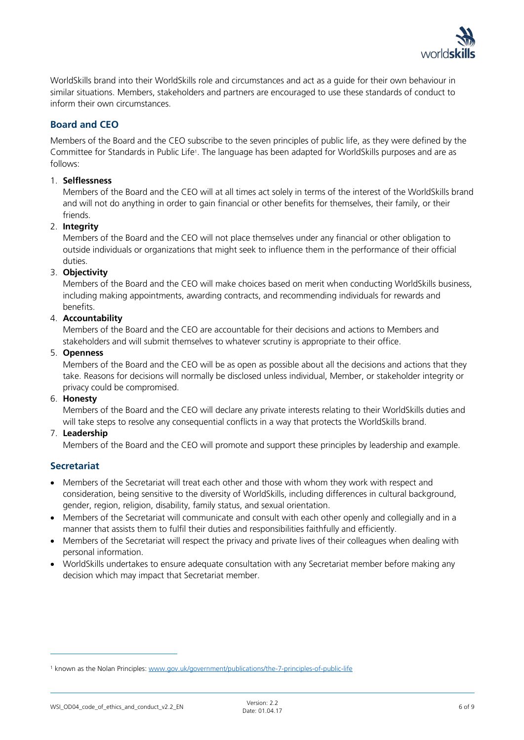WorldSkills brand into their WorldSkills role and circumstances and act as a guide for their own behaviour in similar situations. Members, stakeholders and partners are encouraged to use these standards of conduct to inform their own circumstances.

## Board and CEO

Members of the Board and the CEO subscribe to the seven principles of public life, as they were defined by the Committee for Standards in Public Life[1]. The language has been adapted for WorldSkills purposes and are as follows:

1. **Selflessness**
   Members of the Board and the CEO will at all times act solely in terms of the interest of the WorldSkills brand and will not do anything in order to gain financial or other benefits for themselves, their family, or their friends.
2. **Integrity**
   Members of the Board and the CEO will not place themselves under any financial or other obligation to outside individuals or organizations that might seek to influence them in the performance of their official duties.
3. **Objectivity**
   Members of the Board and the CEO will make choices based on merit when conducting WorldSkills business, including making appointments, awarding contracts, and recommending individuals for rewards and benefits.
4. **Accountability**
   Members of the Board and the CEO are accountable for their decisions and actions to Members and stakeholders and will submit themselves to whatever scrutiny is appropriate to their office.
5. **Openness**
   Members of the Board and the CEO will be as open as possible about all the decisions and actions that they take. Reasons for decisions will normally be disclosed unless individual, Member, or stakeholder integrity or privacy could be compromised.
6. **Honesty**
   Members of the Board and the CEO will declare any private interests relating to their WorldSkills duties and will take steps to resolve any consequential conflicts in a way that protects the WorldSkills brand.
7. **Leadership**
   Members of the Board and the CEO will promote and support these principles by leadership and example.

## Secretariat

- Members of the Secretariat will treat each other and those with whom they work with respect and consideration, being sensitive to the diversity of WorldSkills, including differences in cultural background, gender, region, religion, disability, family status, and sexual orientation.
- Members of the Secretariat will communicate and consult with each other openly and collegially and in a manner that assists them to fulfil their duties and responsibilities faithfully and efficiently.
- Members of the Secretariat will respect the privacy and private lives of their colleagues when dealing with personal information.
- WorldSkills undertakes to ensure adequate consultation with any Secretariat member before making any decision which may impact that Secretariat member.

---

[1] known as the Nolan Principles: www.gov.uk/government/publications/the-7-principles-of-public-life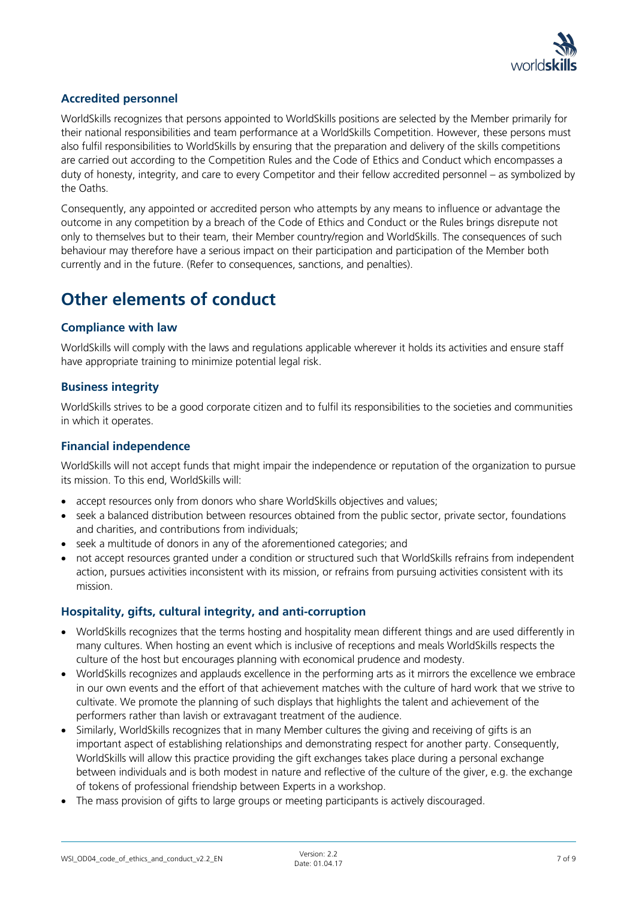### Accredited personnel

WorldSkills recognizes that persons appointed to WorldSkills positions are selected by the Member primarily for their national responsibilities and team performance at a WorldSkills Competition. However, these persons must also fulfil responsibilities to WorldSkills by ensuring that the preparation and delivery of the skills competitions are carried out according to the Competition Rules and the Code of Ethics and Conduct which encompasses a duty of honesty, integrity, and care to every Competitor and their fellow accredited personnel – as symbolized by the Oaths.

Consequently, any appointed or accredited person who attempts by any means to influence or advantage the outcome in any competition by a breach of the Code of Ethics and Conduct or the Rules brings disrepute not only to themselves but to their team, their Member country/region and WorldSkills. The consequences of such behaviour may therefore have a serious impact on their participation and participation of the Member both currently and in the future. (Refer to consequences, sanctions, and penalties).

## Other elements of conduct

### Compliance with law

WorldSkills will comply with the laws and regulations applicable wherever it holds its activities and ensure staff have appropriate training to minimize potential legal risk.

### Business integrity

WorldSkills strives to be a good corporate citizen and to fulfil its responsibilities to the societies and communities in which it operates.

### Financial independence

WorldSkills will not accept funds that might impair the independence or reputation of the organization to pursue its mission. To this end, WorldSkills will:

- accept resources only from donors who share WorldSkills objectives and values;
- seek a balanced distribution between resources obtained from the public sector, private sector, foundations and charities, and contributions from individuals;
- seek a multitude of donors in any of the aforementioned categories; and
- not accept resources granted under a condition or structured such that WorldSkills refrains from independent action, pursues activities inconsistent with its mission, or refrains from pursuing activities consistent with its mission.

### Hospitality, gifts, cultural integrity, and anti-corruption

- WorldSkills recognizes that the terms hosting and hospitality mean different things and are used differently in many cultures. When hosting an event which is inclusive of receptions and meals WorldSkills respects the culture of the host but encourages planning with economical prudence and modesty.
- WorldSkills recognizes and applauds excellence in the performing arts as it mirrors the excellence we embrace in our own events and the effort of that achievement matches with the culture of hard work that we strive to cultivate. We promote the planning of such displays that highlights the talent and achievement of the performers rather than lavish or extravagant treatment of the audience.
- Similarly, WorldSkills recognizes that in many Member cultures the giving and receiving of gifts is an important aspect of establishing relationships and demonstrating respect for another party. Consequently, WorldSkills will allow this practice providing the gift exchanges takes place during a personal exchange between individuals and is both modest in nature and reflective of the culture of the giver, e.g. the exchange of tokens of professional friendship between Experts in a workshop.
- The mass provision of gifts to large groups or meeting participants is actively discouraged.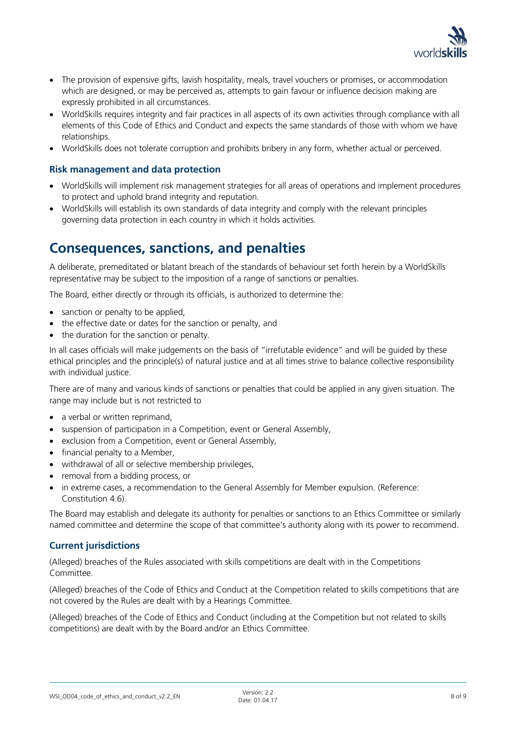- The provision of expensive gifts, lavish hospitality, meals, travel vouchers or promises, or accommodation which are designed, or may be perceived as, attempts to gain favour or influence decision making are expressly prohibited in all circumstances.
- WorldSkills requires integrity and fair practices in all aspects of its own activities through compliance with all elements of this Code of Ethics and Conduct and expects the same standards of those with whom we have relationships.
- WorldSkills does not tolerate corruption and prohibits bribery in any form, whether actual or perceived.

### Risk management and data protection

- WorldSkills will implement risk management strategies for all areas of operations and implement procedures to protect and uphold brand integrity and reputation.
- WorldSkills will establish its own standards of data integrity and comply with the relevant principles governing data protection in each country in which it holds activities.

## Consequences, sanctions, and penalties

A deliberate, premeditated or blatant breach of the standards of behaviour set forth herein by a WorldSkills representative may be subject to the imposition of a range of sanctions or penalties.

The Board, either directly or through its officials, is authorized to determine the:

- sanction or penalty to be applied,
- the effective date or dates for the sanction or penalty, and
- the duration for the sanction or penalty.

In all cases officials will make judgements on the basis of "irrefutable evidence" and will be guided by these ethical principles and the principle(s) of natural justice and at all times strive to balance collective responsibility with individual justice.

There are of many and various kinds of sanctions or penalties that could be applied in any given situation. The range may include but is not restricted to

- a verbal or written reprimand,
- suspension of participation in a Competition, event or General Assembly,
- exclusion from a Competition, event or General Assembly,
- financial penalty to a Member,
- withdrawal of all or selective membership privileges,
- removal from a bidding process, or
- in extreme cases, a recommendation to the General Assembly for Member expulsion. (Reference: Constitution 4.6).

The Board may establish and delegate its authority for penalties or sanctions to an Ethics Committee or similarly named committee and determine the scope of that committee's authority along with its power to recommend.

### Current jurisdictions

(Alleged) breaches of the Rules associated with skills competitions are dealt with in the Competitions Committee.

(Alleged) breaches of the Code of Ethics and Conduct at the Competition related to skills competitions that are not covered by the Rules are dealt with by a Hearings Committee.

(Alleged) breaches of the Code of Ethics and Conduct (including at the Competition but not related to skills competitions) are dealt with by the Board and/or an Ethics Committee.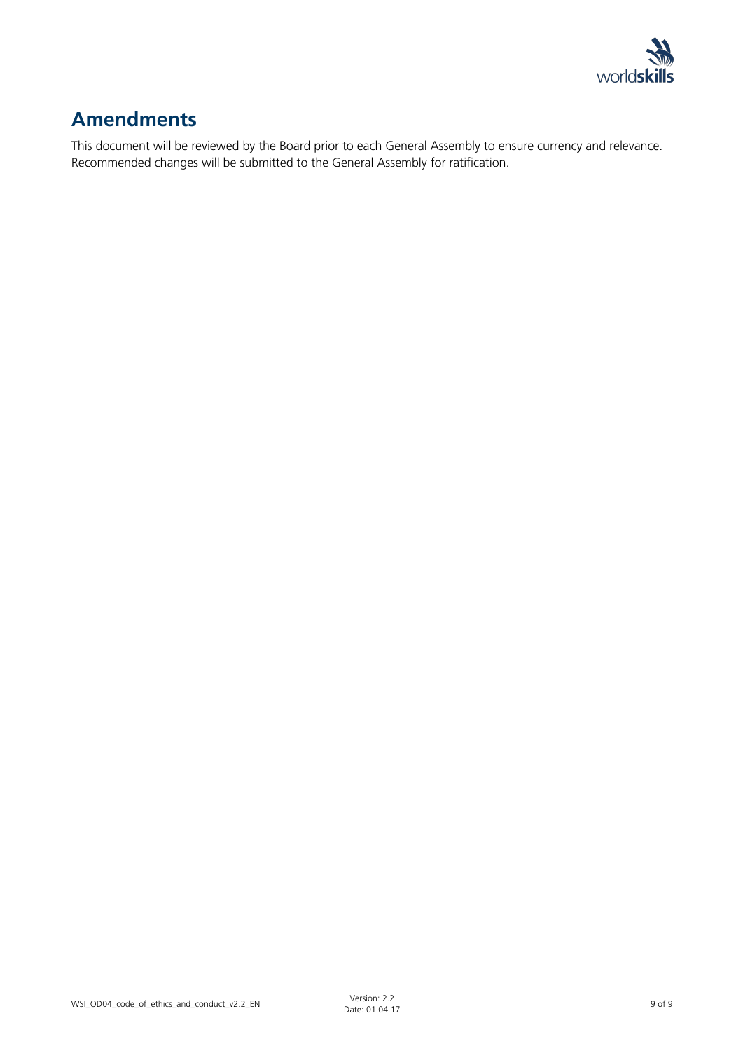## Amendments

This document will be reviewed by the Board prior to each General Assembly to ensure currency and relevance. Recommended changes will be submitted to the General Assembly for ratification.